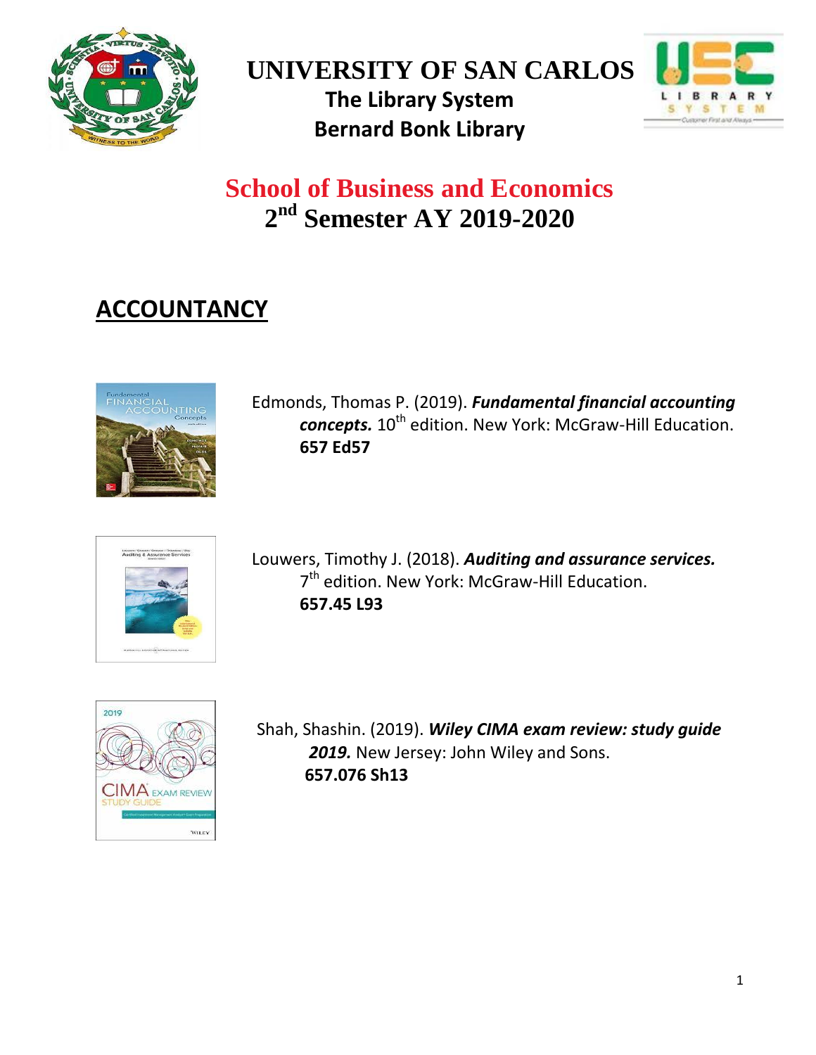# UNIVERSITY OF SAN CARLOS

**The Library System**

**Bernard Bonk Library**

## School of Business and Economics

## 2nd Semester AY 2019-2020

## ACCOUNTANCY

Edmonds, Thomas P. (2019). ***Fundamental financial accounting concepts.*** 10th edition. New York: McGraw-Hill Education.
**657 Ed57**

Louwers, Timothy J. (2018). ***Auditing and assurance services.*** 7th edition. New York: McGraw-Hill Education.
**657.45 L93**

Shah, Shashin. (2019). ***Wiley CIMA exam review: study guide 2019.*** New Jersey: John Wiley and Sons.
**657.076 Sh13**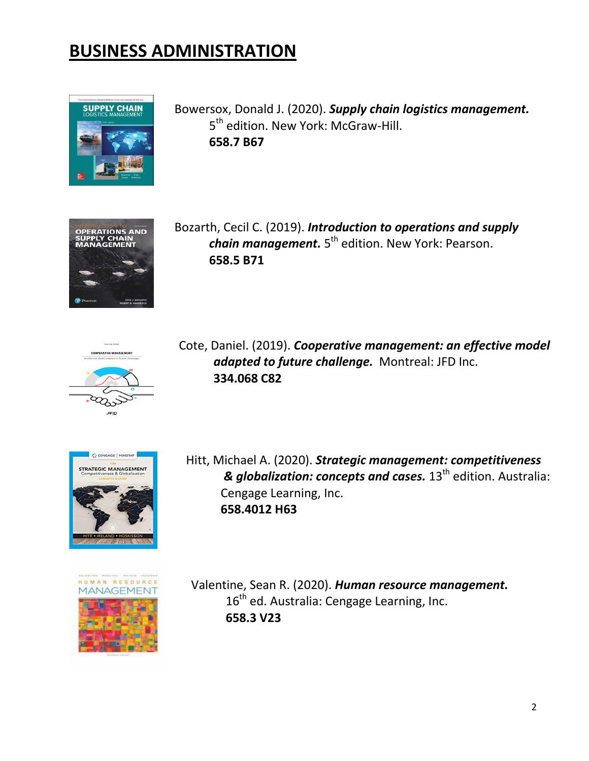# BUSINESS ADMINISTRATION

Bowersox, Donald J. (2020). ***Supply chain logistics management.*** 5th edition. New York: McGraw-Hill.
**658.7 B67**

Bozarth, Cecil C. (2019). ***Introduction to operations and supply chain management.*** 5th edition. New York: Pearson.
**658.5 B71**

Cote, Daniel. (2019). ***Cooperative management: an effective model adapted to future challenge.*** Montreal: JFD Inc.
**334.068 C82**

Hitt, Michael A. (2020). ***Strategic management: competitiveness & globalization: concepts and cases.*** 13th edition. Australia: Cengage Learning, Inc.
**658.4012 H63**

Valentine, Sean R. (2020). ***Human resource management.*** 16th ed. Australia: Cengage Learning, Inc.
**658.3 V23**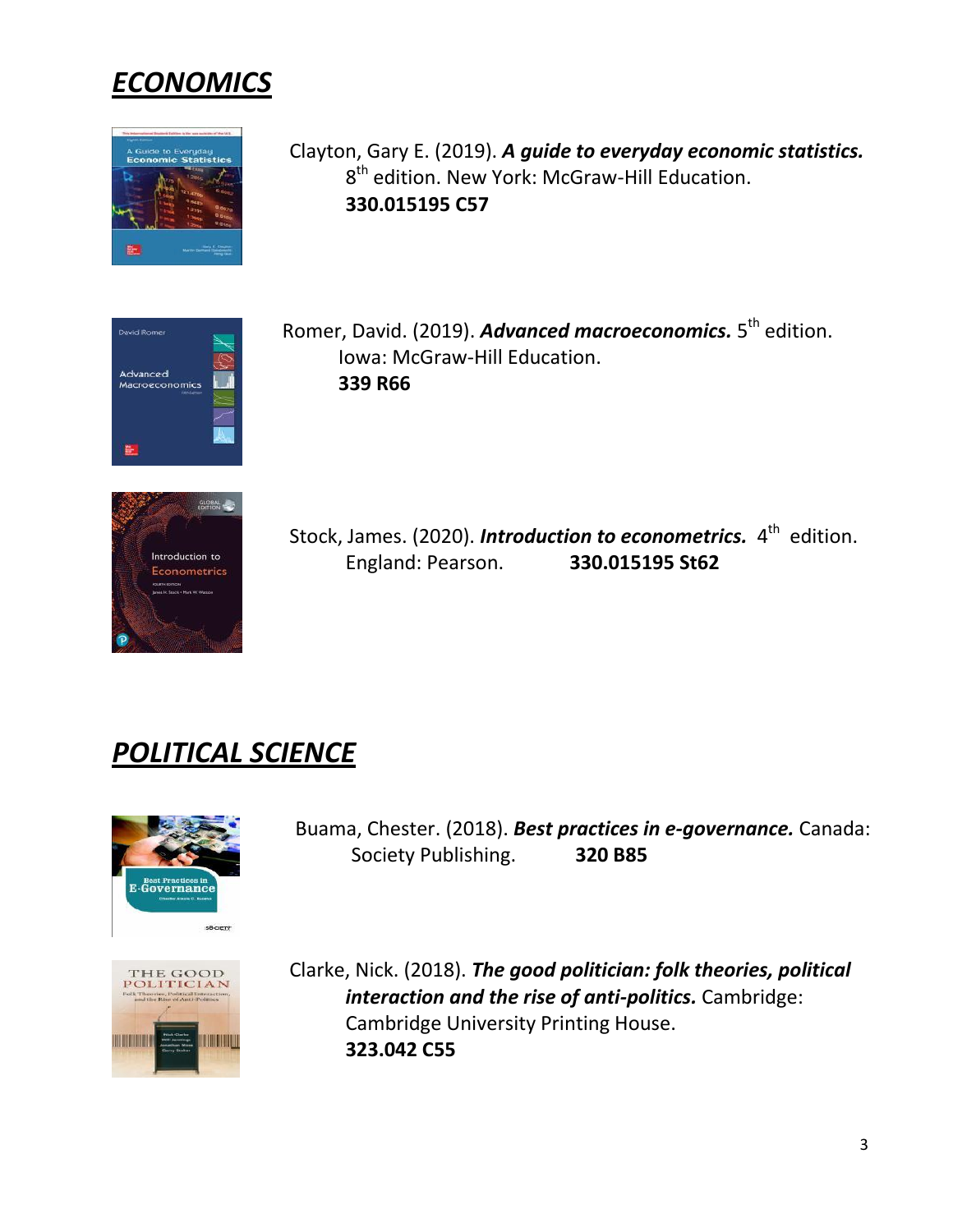## *ECONOMICS*

Clayton, Gary E. (2019). ***A guide to everyday economic statistics.*** 8th edition. New York: McGraw-Hill Education.
**330.015195 C57**

Romer, David. (2019). ***Advanced macroeconomics.*** 5th edition. Iowa: McGraw-Hill Education.
**339 R66**

Stock, James. (2020). ***Introduction to econometrics.*** 4th edition. England: Pearson. **330.015195 St62**

## *POLITICAL SCIENCE*

Buama, Chester. (2018). ***Best practices in e-governance.*** Canada: Society Publishing. **320 B85**

Clarke, Nick. (2018). ***The good politician: folk theories, political interaction and the rise of anti-politics.*** Cambridge: Cambridge University Printing House.
**323.042 C55**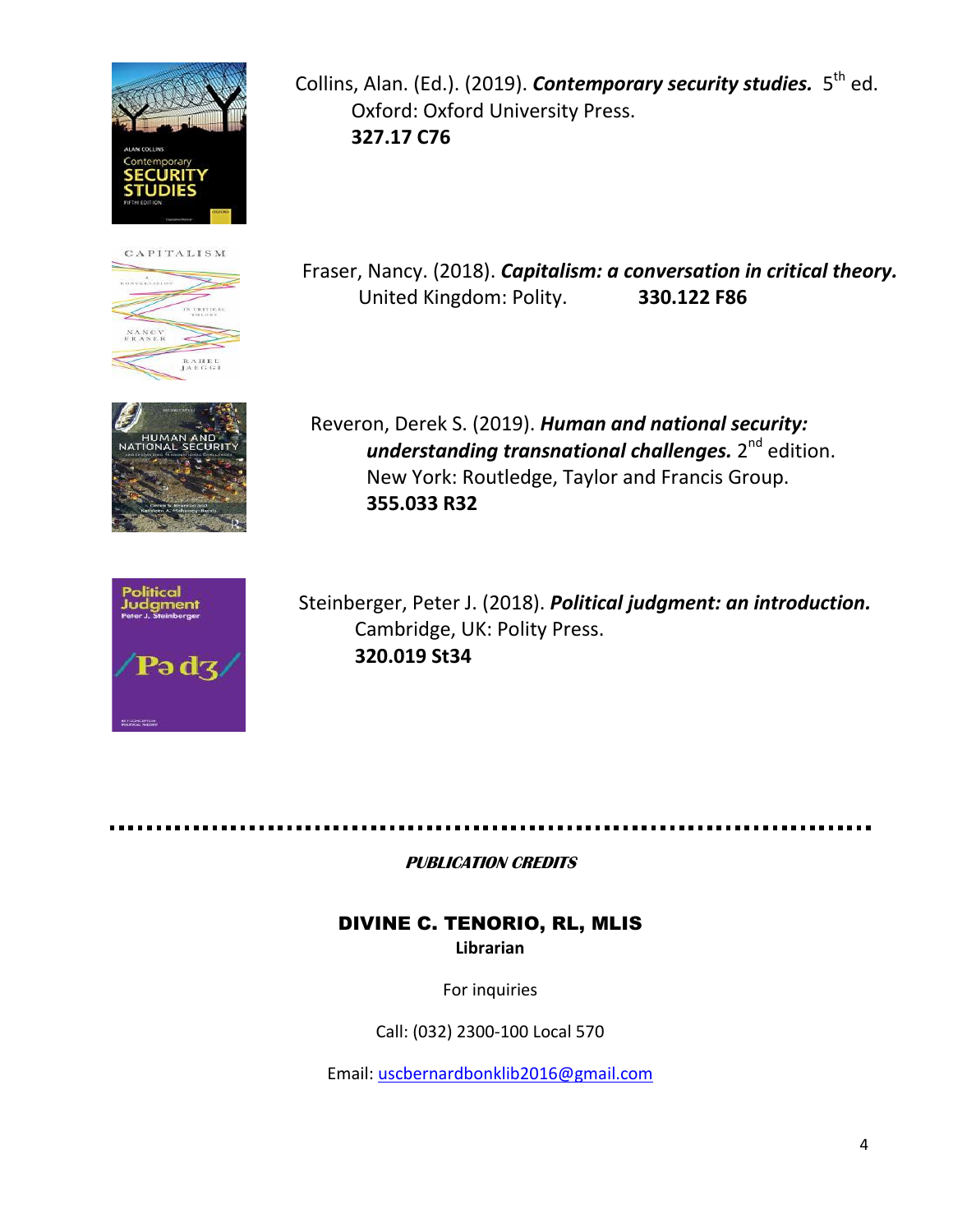Collins, Alan. (Ed.). (2019). ***Contemporary security studies.*** 5th ed.
Oxford: Oxford University Press.
**327.17 C76**

Fraser, Nancy. (2018). ***Capitalism: a conversation in critical theory.***
United Kingdom: Polity. **330.122 F86**

Reveron, Derek S. (2019). ***Human and national security: understanding transnational challenges.*** 2nd edition.
New York: Routledge, Taylor and Francis Group.
**355.033 R32**

Steinberger, Peter J. (2018). ***Political judgment: an introduction.***
Cambridge, UK: Polity Press.
**320.019 St34**

---

***PUBLICATION CREDITS***

**DIVINE C. TENORIO, RL, MLIS**
**Librarian**

For inquiries

Call: (032) 2300-100 Local 570

Email: uscbernardbonklib2016@gmail.com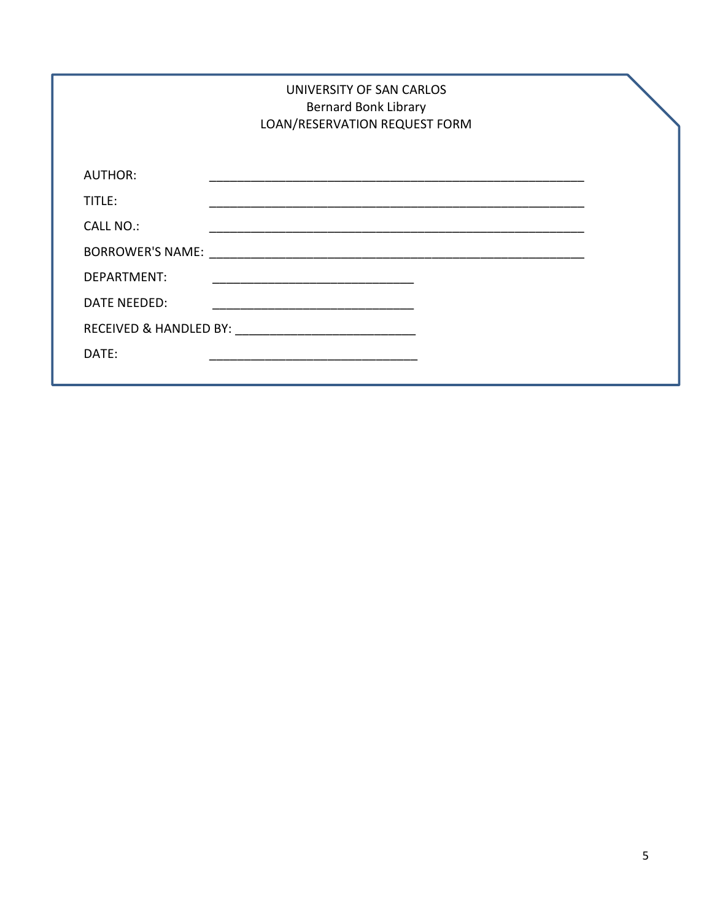UNIVERSITY OF SAN CARLOS
Bernard Bonk Library
LOAN/RESERVATION REQUEST FORM

AUTHOR: ____________________________________________________

TITLE: ____________________________________________________

CALL NO.: ____________________________________________________

BORROWER'S NAME: ____________________________________________________

DEPARTMENT: ______________________________

DATE NEEDED: ______________________________

RECEIVED & HANDLED BY: ___________________________

DATE: _______________________________